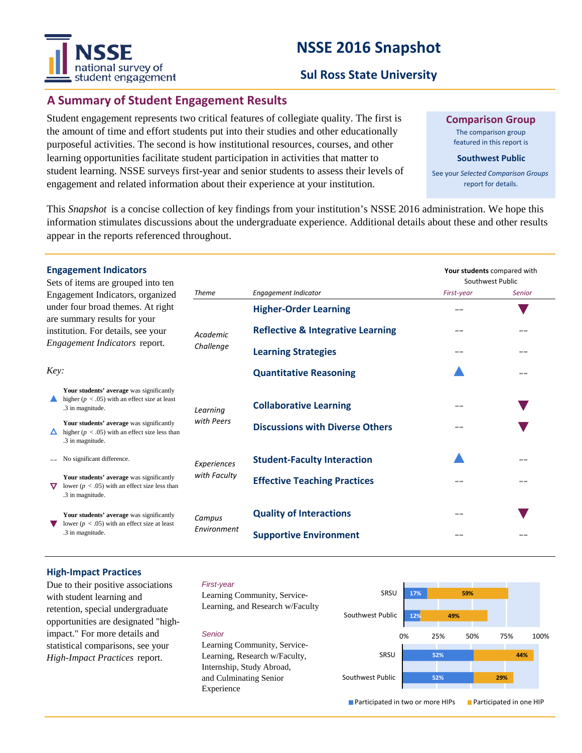# NSSE 2016 Snapshot

## Sul Ross State University

## A Summary of Student Engagement Results

Student engagement represents two critical features of collegiate quality. The first is the amount of time and effort students put into their studies and other educationally purposeful activities. The second is how institutional resources, courses, and other learning opportunities facilitate student participation in activities that matter to student learning. NSSE surveys first-year and senior students to assess their levels of engagement and related information about their experience at your institution.

**Comparison Group**

The comparison group featured in this report is

**Southwest Public**

See your *Selected Comparison Groups* report for details.

This *Snapshot* is a concise collection of key findings from your institution's NSSE 2016 administration. We hope this information stimulates discussions about the undergraduate experience. Additional details about these and other results appear in the reports referenced throughout.

### Engagement Indicators

Sets of items are grouped into ten Engagement Indicators, organized under four broad themes. At right are summary results for your institution. For details, see your *Engagement Indicators* report.

*Key:*

- ▲ **Your students' average** was significantly higher ($p < .05$) with an effect size at least .3 in magnitude.
- △ **Your students' average** was significantly higher ($p < .05$) with an effect size less than .3 in magnitude.
- -- No significant difference.
- ▽ **Your students' average** was significantly lower ($p < .05$) with an effect size less than .3 in magnitude.
- ▼ **Your students' average** was significantly lower ($p < .05$) with an effect size at least .3 in magnitude.

**Your students** compared with Southwest Public

| *Theme* | *Engagement Indicator* | *First-year* | *Senior* |
|---|---|---|---|
| *Academic Challenge* | **Higher-Order Learning** | -- | ▼ |
| | **Reflective & Integrative Learning** | -- | -- |
| | **Learning Strategies** | -- | -- |
| | **Quantitative Reasoning** | ▲ | -- |
| *Learning with Peers* | **Collaborative Learning** | -- | ▼ |
| | **Discussions with Diverse Others** | -- | ▼ |
| *Experiences with Faculty* | **Student-Faculty Interaction** | ▲ | -- |
| | **Effective Teaching Practices** | -- | -- |
| *Campus Environment* | **Quality of Interactions** | -- | ▼ |
| | **Supportive Environment** | -- | -- |

### High-Impact Practices

Due to their positive associations with student learning and retention, special undergraduate opportunities are designated "high-impact." For more details and statistical comparisons, see your *High-Impact Practices* report.

*First-year*

Learning Community, Service-Learning, and Research w/Faculty

*Senior*

Learning Community, Service-Learning, Research w/Faculty, Internship, Study Abroad, and Culminating Senior Experience

| | | Participated in two or more HIPs | Participated in one HIP |
|---|---|---|---|
| First-year | SRSU | 17% | 59% |
| | Southwest Public | 12% | 49% |
| Senior | SRSU | 52% | 44% |
| | Southwest Public | 52% | 29% |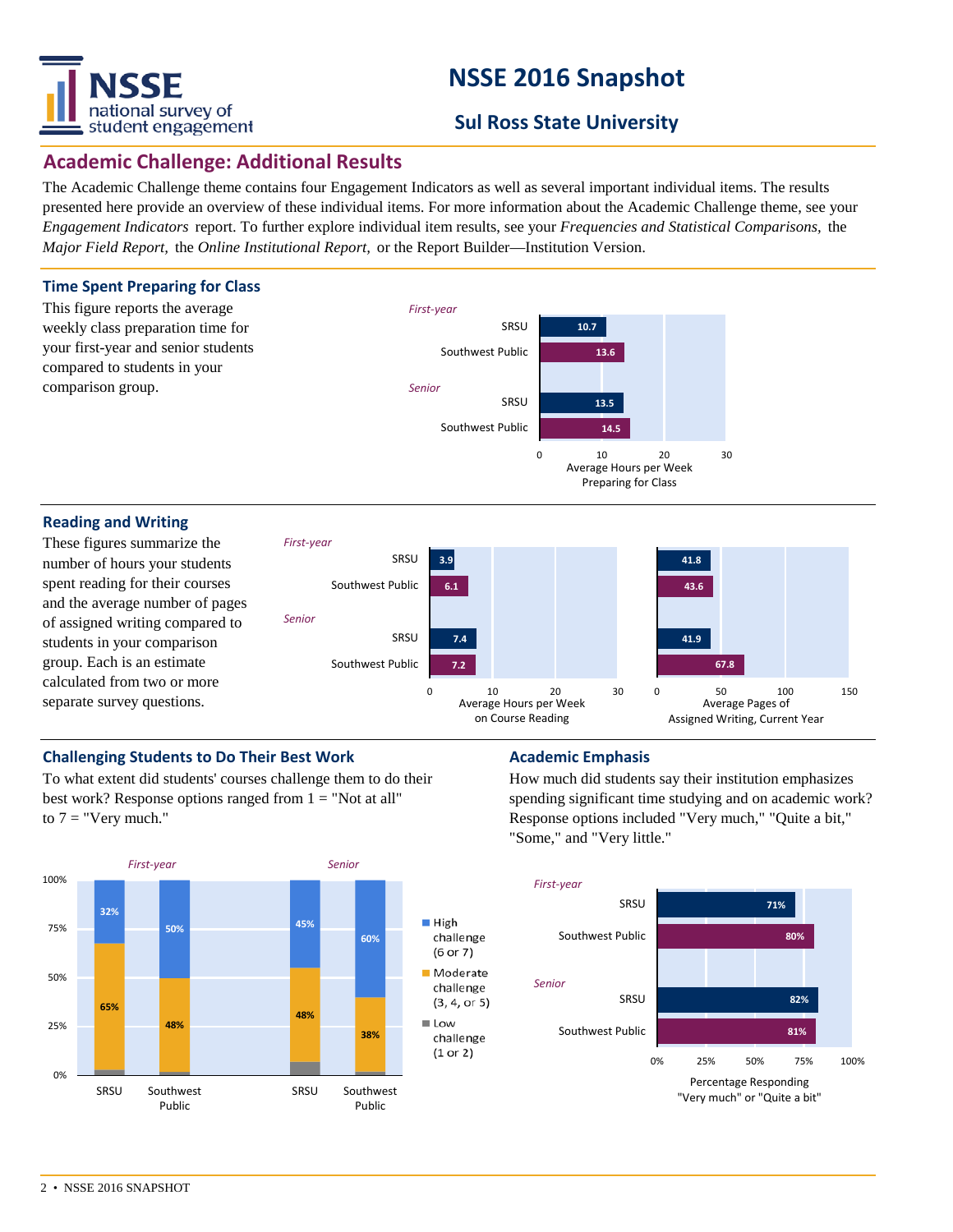# NSSE 2016 Snapshot

## Sul Ross State University

## Academic Challenge: Additional Results

The Academic Challenge theme contains four Engagement Indicators as well as several important individual items. The results presented here provide an overview of these individual items. For more information about the Academic Challenge theme, see your *Engagement Indicators* report. To further explore individual item results, see your *Frequencies and Statistical Comparisons,* the *Major Field Report,* the *Online Institutional Report,* or the Report Builder—Institution Version.

### Time Spent Preparing for Class

This figure reports the average weekly class preparation time for your first-year and senior students compared to students in your comparison group.

| | | Average Hours per Week Preparing for Class |
|---|---|---|
| *First-year* | SRSU | 10.7 |
| | Southwest Public | 13.6 |
| *Senior* | SRSU | 13.5 |
| | Southwest Public | 14.5 |

### Reading and Writing

These figures summarize the number of hours your students spent reading for their courses and the average number of pages of assigned writing compared to students in your comparison group. Each is an estimate calculated from two or more separate survey questions.

| | | Average Hours per Week on Course Reading | Average Pages of Assigned Writing, Current Year |
|---|---|---|---|
| *First-year* | SRSU | 3.9 | 41.8 |
| | Southwest Public | 6.1 | 43.6 |
| *Senior* | SRSU | 7.4 | 41.9 |
| | Southwest Public | 7.2 | 67.8 |

### Challenging Students to Do Their Best Work

To what extent did students' courses challenge them to do their best work? Response options ranged from 1 = "Not at all" to 7 = "Very much."

| | | High challenge (6 or 7) | Moderate challenge (3, 4, or 5) |
|---|---|---|---|
| *First-year* | SRSU | 32% | 65% |
| | Southwest Public | 50% | 48% |
| *Senior* | SRSU | 45% | 48% |
| | Southwest Public | 60% | 38% |

Low challenge (1 or 2)

### Academic Emphasis

How much did students say their institution emphasizes spending significant time studying and on academic work? Response options included "Very much," "Quite a bit," "Some," and "Very little."

| | | Percentage Responding "Very much" or "Quite a bit" |
|---|---|---|
| *First-year* | SRSU | 71% |
| | Southwest Public | 80% |
| *Senior* | SRSU | 82% |
| | Southwest Public | 81% |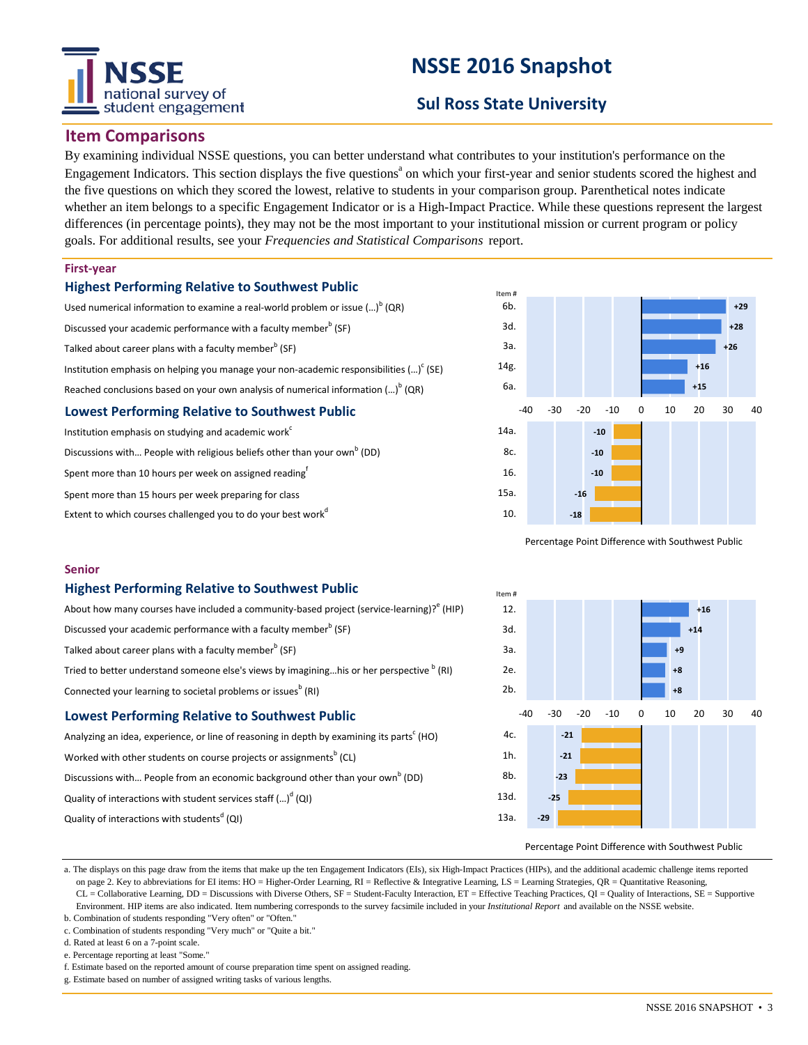# NSSE 2016 Snapshot

## Sul Ross State University

## Item Comparisons

By examining individual NSSE questions, you can better understand what contributes to your institution's performance on the Engagement Indicators. This section displays the five questions[a] on which your first-year and senior students scored the highest and the five questions on which they scored the lowest, relative to students in your comparison group. Parenthetical notes indicate whether an item belongs to a specific Engagement Indicator or is a High-Impact Practice. While these questions represent the largest differences (in percentage points), they may not be the most important to your institutional mission or current program or policy goals. For additional results, see your *Frequencies and Statistical Comparisons* report.

### First-year

#### Highest Performing Relative to Southwest Public

| Item | Item # | Percentage Point Difference with Southwest Public |
|---|---|---|
| Used numerical information to examine a real-world problem or issue (...)[b] (QR) | 6b. | +29 |
| Discussed your academic performance with a faculty member[b] (SF) | 3d. | +28 |
| Talked about career plans with a faculty member[b] (SF) | 3a. | +26 |
| Institution emphasis on helping you manage your non-academic responsibilities (...)[c] (SE) | 14g. | +16 |
| Reached conclusions based on your own analysis of numerical information (...)[b] (QR) | 6a. | +15 |

#### Lowest Performing Relative to Southwest Public

| Item | Item # | Percentage Point Difference with Southwest Public |
|---|---|---|
| Institution emphasis on studying and academic work[c] | 14a. | -10 |
| Discussions with... People with religious beliefs other than your own[b] (DD) | 8c. | -10 |
| Spent more than 10 hours per week on assigned reading[f] | 16. | -10 |
| Spent more than 15 hours per week preparing for class | 15a. | -16 |
| Extent to which courses challenged you to do your best work[d] | 10. | -18 |

### Senior

#### Highest Performing Relative to Southwest Public

| Item | Item # | Percentage Point Difference with Southwest Public |
|---|---|---|
| About how many courses have included a community-based project (service-learning)?[e] (HIP) | 12. | +16 |
| Discussed your academic performance with a faculty member[b] (SF) | 3d. | +14 |
| Talked about career plans with a faculty member[b] (SF) | 3a. | +9 |
| Tried to better understand someone else's views by imagining...his or her perspective[b] (RI) | 2e. | +8 |
| Connected your learning to societal problems or issues[b] (RI) | 2b. | +8 |

#### Lowest Performing Relative to Southwest Public

| Item | Item # | Percentage Point Difference with Southwest Public |
|---|---|---|
| Analyzing an idea, experience, or line of reasoning in depth by examining its parts[c] (HO) | 4c. | -21 |
| Worked with other students on course projects or assignments[b] (CL) | 1h. | -21 |
| Discussions with... People from an economic background other than your own[b] (DD) | 8b. | -23 |
| Quality of interactions with student services staff (...)[d] (QI) | 13d. | -25 |
| Quality of interactions with students[d] (QI) | 13a. | -29 |

a. The displays on this page draw from the items that make up the ten Engagement Indicators (EIs), six High-Impact Practices (HIPs), and the additional academic challenge items reported on page 2. Key to abbreviations for EI items: HO = Higher-Order Learning, RI = Reflective & Integrative Learning, LS = Learning Strategies, QR = Quantitative Reasoning, CL = Collaborative Learning, DD = Discussions with Diverse Others, SF = Student-Faculty Interaction, ET = Effective Teaching Practices, QI = Quality of Interactions, SE = Supportive Environment. HIP items are also indicated. Item numbering corresponds to the survey facsimile included in your *Institutional Report* and available on the NSSE website.
b. Combination of students responding "Very often" or "Often."
c. Combination of students responding "Very much" or "Quite a bit."
d. Rated at least 6 on a 7-point scale.
e. Percentage reporting at least "Some."
f. Estimate based on the reported amount of course preparation time spent on assigned reading.
g. Estimate based on number of assigned writing tasks of various lengths.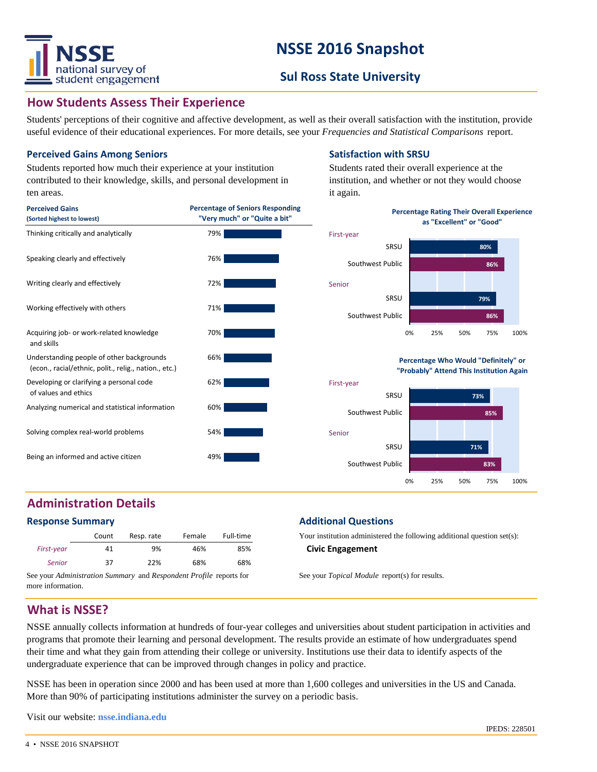# NSSE 2016 Snapshot

## Sul Ross State University

## How Students Assess Their Experience

Students' perceptions of their cognitive and affective development, as well as their overall satisfaction with the institution, provide useful evidence of their educational experiences. For more details, see your *Frequencies and Statistical Comparisons* report.

### Perceived Gains Among Seniors

Students reported how much their experience at your institution contributed to their knowledge, skills, and personal development in ten areas.

**Perceived Gains** (Sorted highest to lowest)

**Percentage of Seniors Responding "Very much" or "Quite a bit"**

Thinking critically and analytically 79%

Speaking clearly and effectively 76%

Writing clearly and effectively 72%

Working effectively with others 71%

Acquiring job- or work-related knowledge and skills 70%

Understanding people of other backgrounds (econ., racial/ethnic, polit., relig., nation., etc.) 66%

Developing or clarifying a personal code of values and ethics 62%

Analyzing numerical and statistical information 60%

Solving complex real-world problems 54%

Being an informed and active citizen 49%

### Satisfaction with SRSU

Students rated their overall experience at the institution, and whether or not they would choose it again.

**Percentage Rating Their Overall Experience as "Excellent" or "Good"**

First-year

SRSU 80%

Southwest Public 86%

Senior

SRSU 79%

Southwest Public 86%

0% 25% 50% 75% 100%

**Percentage Who Would "Definitely" or "Probably" Attend This Institution Again**

First-year

SRSU 73%

Southwest Public 85%

Senior

SRSU 71%

Southwest Public 83%

0% 25% 50% 75% 100%

## Administration Details

### Response Summary

| | Count | Resp. rate | Female | Full-time |
|---|---|---|---|---|
| *First-year* | 41 | 9% | 46% | 85% |
| *Senior* | 37 | 22% | 68% | 68% |

See your *Administration Summary* and *Respondent Profile* reports for more information.

### Additional Questions

Your institution administered the following additional question set(s):

**Civic Engagement**

See your *Topical Module* report(s) for results.

## What is NSSE?

NSSE annually collects information at hundreds of four-year colleges and universities about student participation in activities and programs that promote their learning and personal development. The results provide an estimate of how undergraduates spend their time and what they gain from attending their college or university. Institutions use their data to identify aspects of the undergraduate experience that can be improved through changes in policy and practice.

NSSE has been in operation since 2000 and has been used at more than 1,600 colleges and universities in the US and Canada. More than 90% of participating institutions administer the survey on a periodic basis.

Visit our website: **nsse.indiana.edu**

IPEDS: 228501